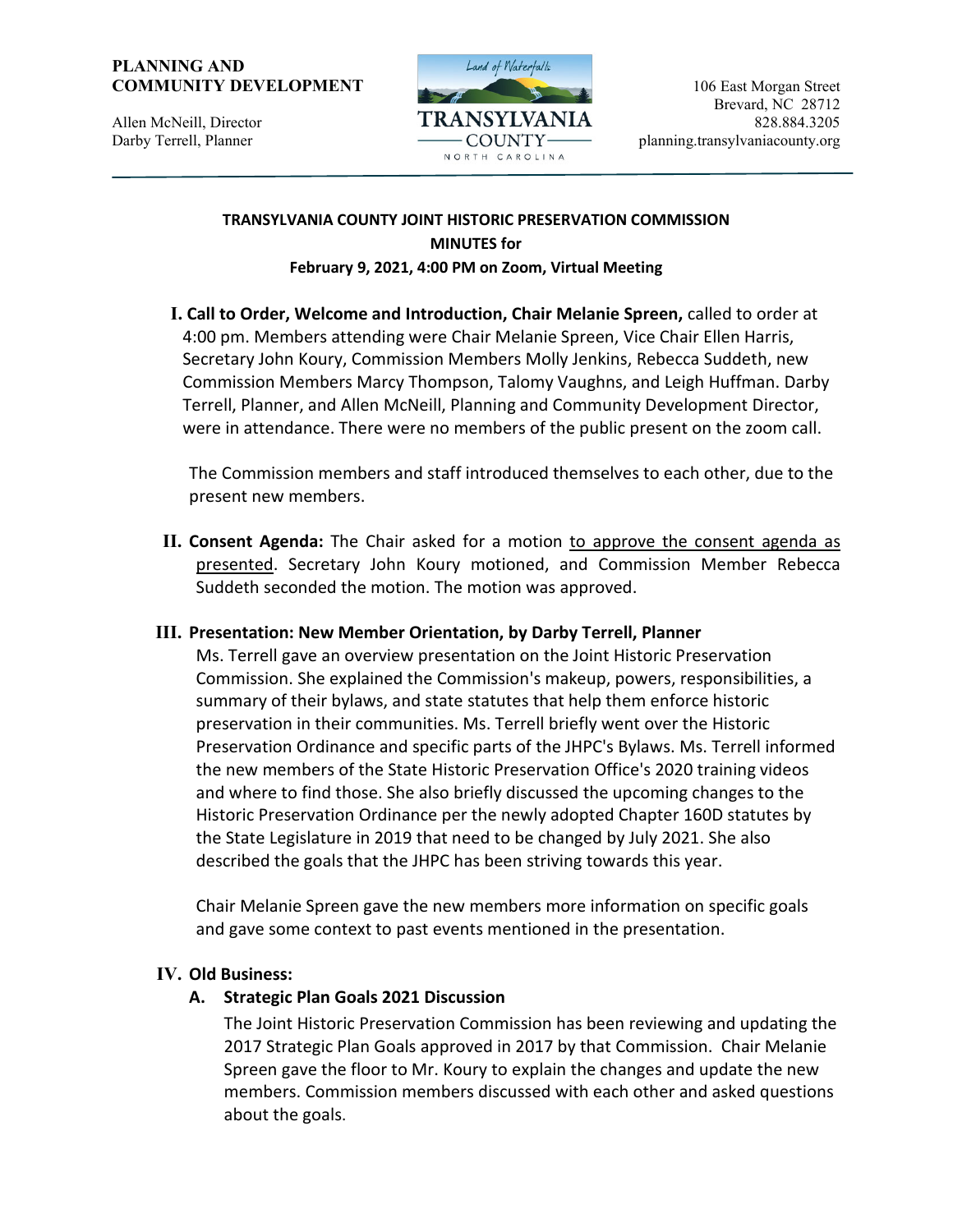**PLANNING AND COMMUNITY DEVELOPMENT**

Allen McNeill, Director
Darby Terrell, Planner

Land of Waterfalls
TRANSYLVANIA COUNTY
NORTH CAROLINA

106 East Morgan Street
Brevard, NC 28712
828.884.3205
planning.transylvaniacounty.org

---

**TRANSYLVANIA COUNTY JOINT HISTORIC PRESERVATION COMMISSION**
**MINUTES for**
**February 9, 2021, 4:00 PM on Zoom, Virtual Meeting**

**I. Call to Order, Welcome and Introduction, Chair Melanie Spreen,** called to order at 4:00 pm. Members attending were Chair Melanie Spreen, Vice Chair Ellen Harris, Secretary John Koury, Commission Members Molly Jenkins, Rebecca Suddeth, new Commission Members Marcy Thompson, Talomy Vaughns, and Leigh Huffman. Darby Terrell, Planner, and Allen McNeill, Planning and Community Development Director, were in attendance. There were no members of the public present on the zoom call.

The Commission members and staff introduced themselves to each other, due to the present new members.

**II. Consent Agenda:** The Chair asked for a motion <u>to approve the consent agenda as presented</u>. Secretary John Koury motioned, and Commission Member Rebecca Suddeth seconded the motion. The motion was approved.

**III. Presentation: New Member Orientation, by Darby Terrell, Planner**

Ms. Terrell gave an overview presentation on the Joint Historic Preservation Commission. She explained the Commission's makeup, powers, responsibilities, a summary of their bylaws, and state statutes that help them enforce historic preservation in their communities. Ms. Terrell briefly went over the Historic Preservation Ordinance and specific parts of the JHPC's Bylaws. Ms. Terrell informed the new members of the State Historic Preservation Office's 2020 training videos and where to find those. She also briefly discussed the upcoming changes to the Historic Preservation Ordinance per the newly adopted Chapter 160D statutes by the State Legislature in 2019 that need to be changed by July 2021. She also described the goals that the JHPC has been striving towards this year.

Chair Melanie Spreen gave the new members more information on specific goals and gave some context to past events mentioned in the presentation.

**IV. Old Business:**

**A. Strategic Plan Goals 2021 Discussion**

The Joint Historic Preservation Commission has been reviewing and updating the 2017 Strategic Plan Goals approved in 2017 by that Commission. Chair Melanie Spreen gave the floor to Mr. Koury to explain the changes and update the new members. Commission members discussed with each other and asked questions about the goals.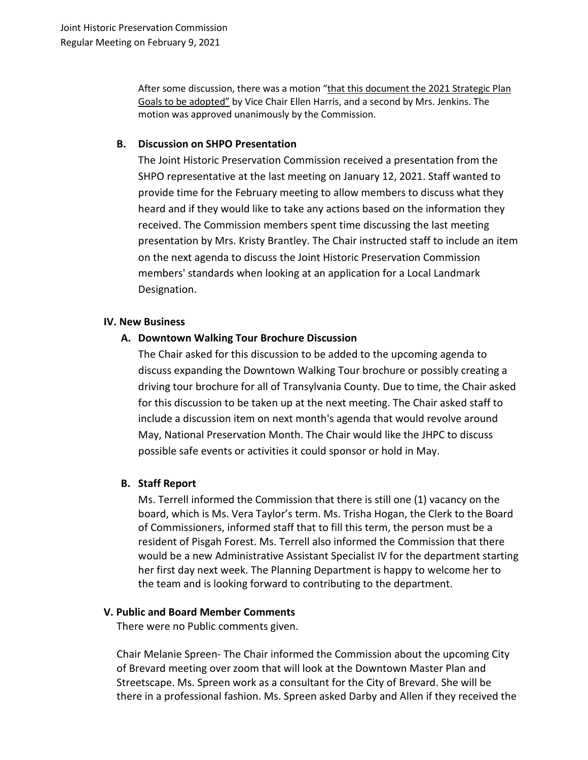After some discussion, there was a motion "that this document the 2021 Strategic Plan Goals to be adopted" by Vice Chair Ellen Harris, and a second by Mrs. Jenkins. The motion was approved unanimously by the Commission.

### B. Discussion on SHPO Presentation

The Joint Historic Preservation Commission received a presentation from the SHPO representative at the last meeting on January 12, 2021. Staff wanted to provide time for the February meeting to allow members to discuss what they heard and if they would like to take any actions based on the information they received. The Commission members spent time discussing the last meeting presentation by Mrs. Kristy Brantley. The Chair instructed staff to include an item on the next agenda to discuss the Joint Historic Preservation Commission members' standards when looking at an application for a Local Landmark Designation.

## IV. New Business

### A. Downtown Walking Tour Brochure Discussion

The Chair asked for this discussion to be added to the upcoming agenda to discuss expanding the Downtown Walking Tour brochure or possibly creating a driving tour brochure for all of Transylvania County. Due to time, the Chair asked for this discussion to be taken up at the next meeting. The Chair asked staff to include a discussion item on next month's agenda that would revolve around May, National Preservation Month. The Chair would like the JHPC to discuss possible safe events or activities it could sponsor or hold in May.

### B. Staff Report

Ms. Terrell informed the Commission that there is still one (1) vacancy on the board, which is Ms. Vera Taylor's term. Ms. Trisha Hogan, the Clerk to the Board of Commissioners, informed staff that to fill this term, the person must be a resident of Pisgah Forest. Ms. Terrell also informed the Commission that there would be a new Administrative Assistant Specialist IV for the department starting her first day next week. The Planning Department is happy to welcome her to the team and is looking forward to contributing to the department.

## V. Public and Board Member Comments

There were no Public comments given.

Chair Melanie Spreen- The Chair informed the Commission about the upcoming City of Brevard meeting over zoom that will look at the Downtown Master Plan and Streetscape. Ms. Spreen work as a consultant for the City of Brevard. She will be there in a professional fashion. Ms. Spreen asked Darby and Allen if they received the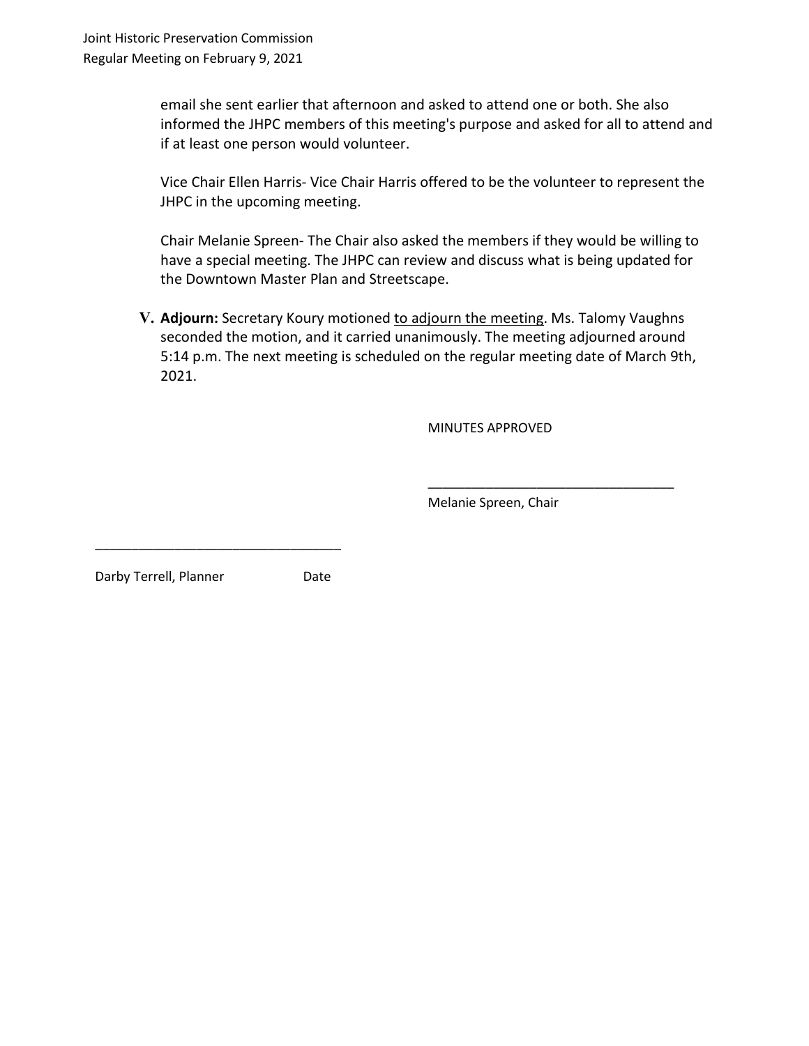email she sent earlier that afternoon and asked to attend one or both. She also informed the JHPC members of this meeting's purpose and asked for all to attend and if at least one person would volunteer.

Vice Chair Ellen Harris- Vice Chair Harris offered to be the volunteer to represent the JHPC in the upcoming meeting.

Chair Melanie Spreen- The Chair also asked the members if they would be willing to have a special meeting. The JHPC can review and discuss what is being updated for the Downtown Master Plan and Streetscape.

**V. Adjourn:** Secretary Koury motioned <u>to adjourn the meeting</u>. Ms. Talomy Vaughns seconded the motion, and it carried unanimously. The meeting adjourned around 5:14 p.m. The next meeting is scheduled on the regular meeting date of March 9th, 2021.

MINUTES APPROVED

_________________________________

Melanie Spreen, Chair

_________________________________

Darby Terrell, Planner Date